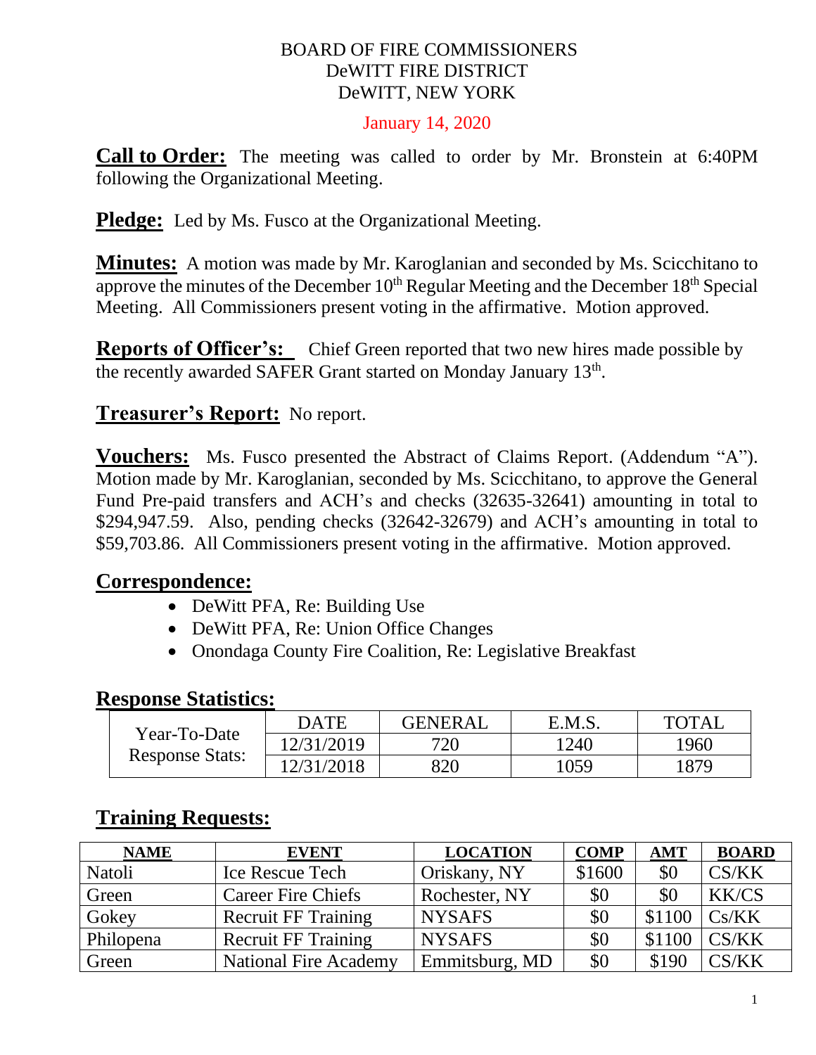# BOARD OF FIRE COMMISSIONERS
# DeWITT FIRE DISTRICT
# DeWITT, NEW YORK

January 14, 2020

**Call to Order:** The meeting was called to order by Mr. Bronstein at 6:40PM following the Organizational Meeting.

**Pledge:** Led by Ms. Fusco at the Organizational Meeting.

**Minutes:** A motion was made by Mr. Karoglanian and seconded by Ms. Scicchitano to approve the minutes of the December 10th Regular Meeting and the December 18th Special Meeting. All Commissioners present voting in the affirmative. Motion approved.

**Reports of Officer's:** Chief Green reported that two new hires made possible by the recently awarded SAFER Grant started on Monday January 13th.

**Treasurer's Report:** No report.

**Vouchers:** Ms. Fusco presented the Abstract of Claims Report. (Addendum "A"). Motion made by Mr. Karoglanian, seconded by Ms. Scicchitano, to approve the General Fund Pre-paid transfers and ACH's and checks (32635-32641) amounting in total to $294,947.59. Also, pending checks (32642-32679) and ACH's amounting in total to $59,703.86. All Commissioners present voting in the affirmative. Motion approved.

## Correspondence:

- DeWitt PFA, Re: Building Use
- DeWitt PFA, Re: Union Office Changes
- Onondaga County Fire Coalition, Re: Legislative Breakfast

## Response Statistics:

| | DATE | GENERAL | E.M.S. | TOTAL |
|---|---|---|---|---|
| Year-To-Date Response Stats: | 12/31/2019 | 720 | 1240 | 1960 |
| | 12/31/2018 | 820 | 1059 | 1879 |

## Training Requests:

| NAME | EVENT | LOCATION | COMP | AMT | BOARD |
|---|---|---|---|---|---|
| Natoli | Ice Rescue Tech | Oriskany, NY | $1600 | $0 | CS/KK |
| Green | Career Fire Chiefs | Rochester, NY | $0 | $0 | KK/CS |
| Gokey | Recruit FF Training | NYSAFS | $0 | $1100 | Cs/KK |
| Philopena | Recruit FF Training | NYSAFS | $0 | $1100 | CS/KK |
| Green | National Fire Academy | Emmitsburg, MD | $0 | $190 | CS/KK |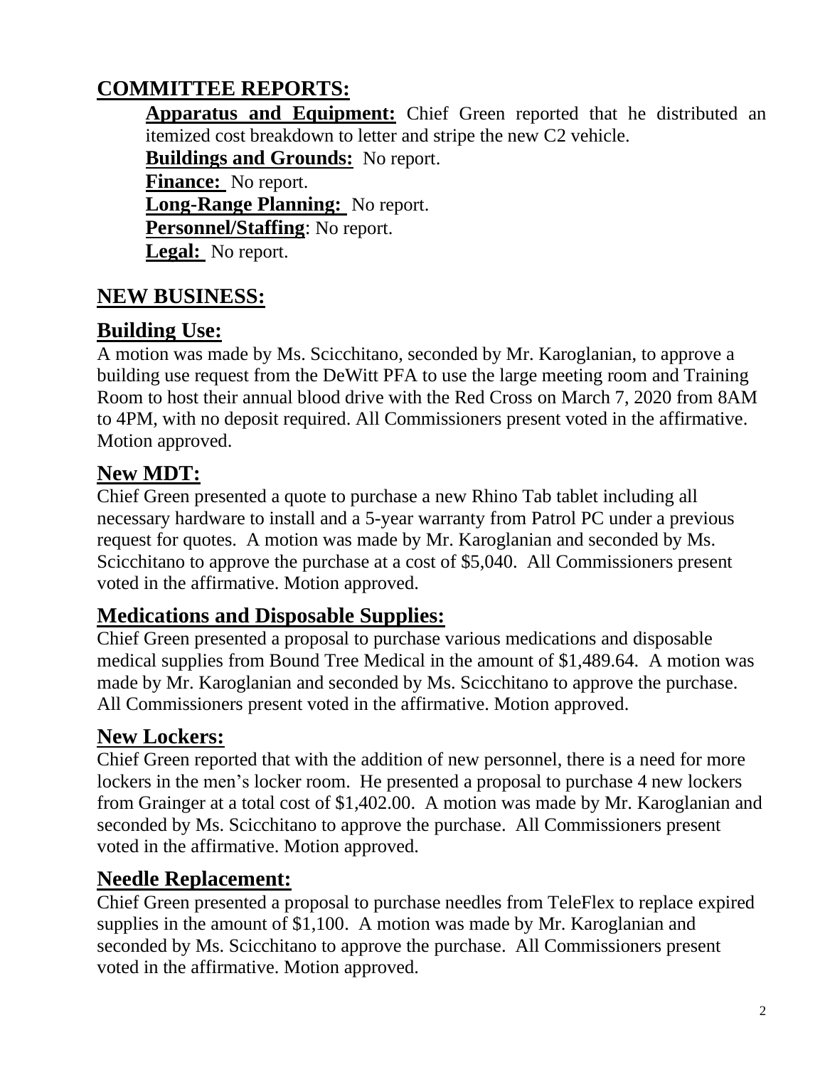## COMMITTEE REPORTS:

**Apparatus and Equipment:** Chief Green reported that he distributed an itemized cost breakdown to letter and stripe the new C2 vehicle.

**Buildings and Grounds:** No report.

**Finance:** No report.

**Long-Range Planning:** No report.

**Personnel/Staffing**: No report.

**Legal:** No report.

## NEW BUSINESS:

### Building Use:

A motion was made by Ms. Scicchitano, seconded by Mr. Karoglanian, to approve a building use request from the DeWitt PFA to use the large meeting room and Training Room to host their annual blood drive with the Red Cross on March 7, 2020 from 8AM to 4PM, with no deposit required. All Commissioners present voted in the affirmative. Motion approved.

### New MDT:

Chief Green presented a quote to purchase a new Rhino Tab tablet including all necessary hardware to install and a 5-year warranty from Patrol PC under a previous request for quotes. A motion was made by Mr. Karoglanian and seconded by Ms. Scicchitano to approve the purchase at a cost of $5,040. All Commissioners present voted in the affirmative. Motion approved.

### Medications and Disposable Supplies:

Chief Green presented a proposal to purchase various medications and disposable medical supplies from Bound Tree Medical in the amount of $1,489.64. A motion was made by Mr. Karoglanian and seconded by Ms. Scicchitano to approve the purchase. All Commissioners present voted in the affirmative. Motion approved.

### New Lockers:

Chief Green reported that with the addition of new personnel, there is a need for more lockers in the men's locker room. He presented a proposal to purchase 4 new lockers from Grainger at a total cost of $1,402.00. A motion was made by Mr. Karoglanian and seconded by Ms. Scicchitano to approve the purchase. All Commissioners present voted in the affirmative. Motion approved.

### Needle Replacement:

Chief Green presented a proposal to purchase needles from TeleFlex to replace expired supplies in the amount of $1,100. A motion was made by Mr. Karoglanian and seconded by Ms. Scicchitano to approve the purchase. All Commissioners present voted in the affirmative. Motion approved.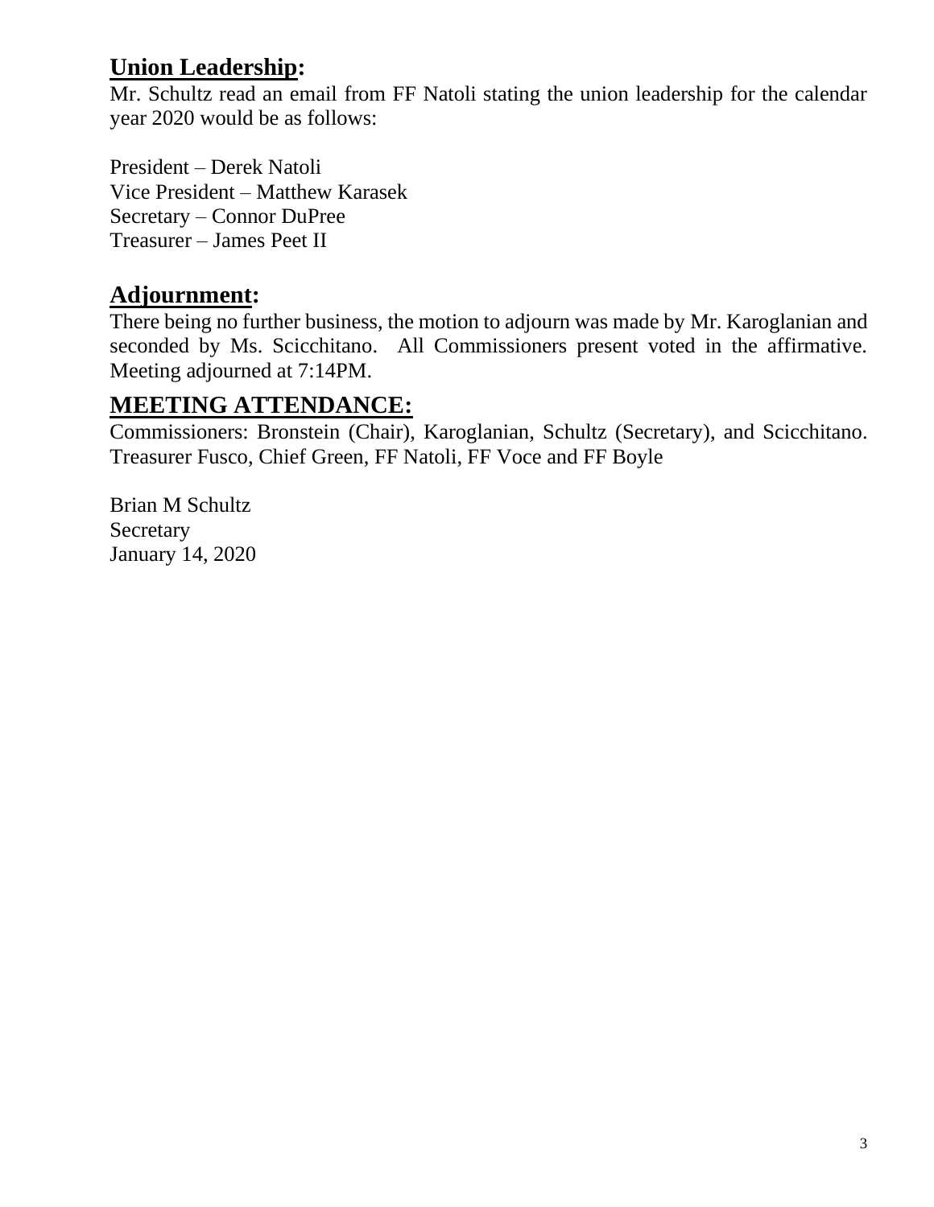## **Union Leadership:**

Mr. Schultz read an email from FF Natoli stating the union leadership for the calendar year 2020 would be as follows:

President – Derek Natoli
Vice President – Matthew Karasek
Secretary – Connor DuPree
Treasurer – James Peet II

## **Adjournment:**

There being no further business, the motion to adjourn was made by Mr. Karoglanian and seconded by Ms. Scicchitano. All Commissioners present voted in the affirmative. Meeting adjourned at 7:14PM.

## **MEETING ATTENDANCE:**

Commissioners: Bronstein (Chair), Karoglanian, Schultz (Secretary), and Scicchitano. Treasurer Fusco, Chief Green, FF Natoli, FF Voce and FF Boyle

Brian M Schultz
Secretary
January 14, 2020